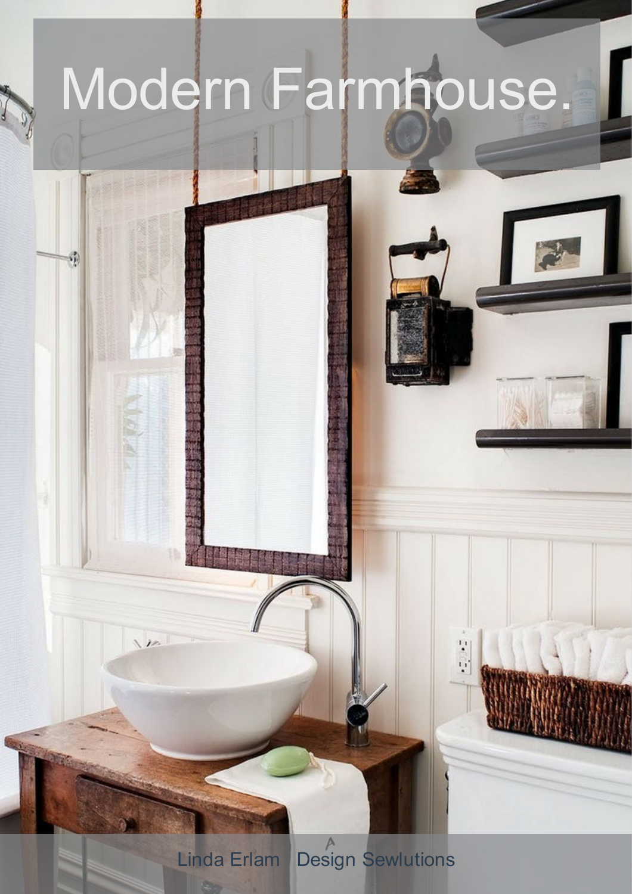# Modern Farmhouse.

Linda Erlam | Design Sewlutions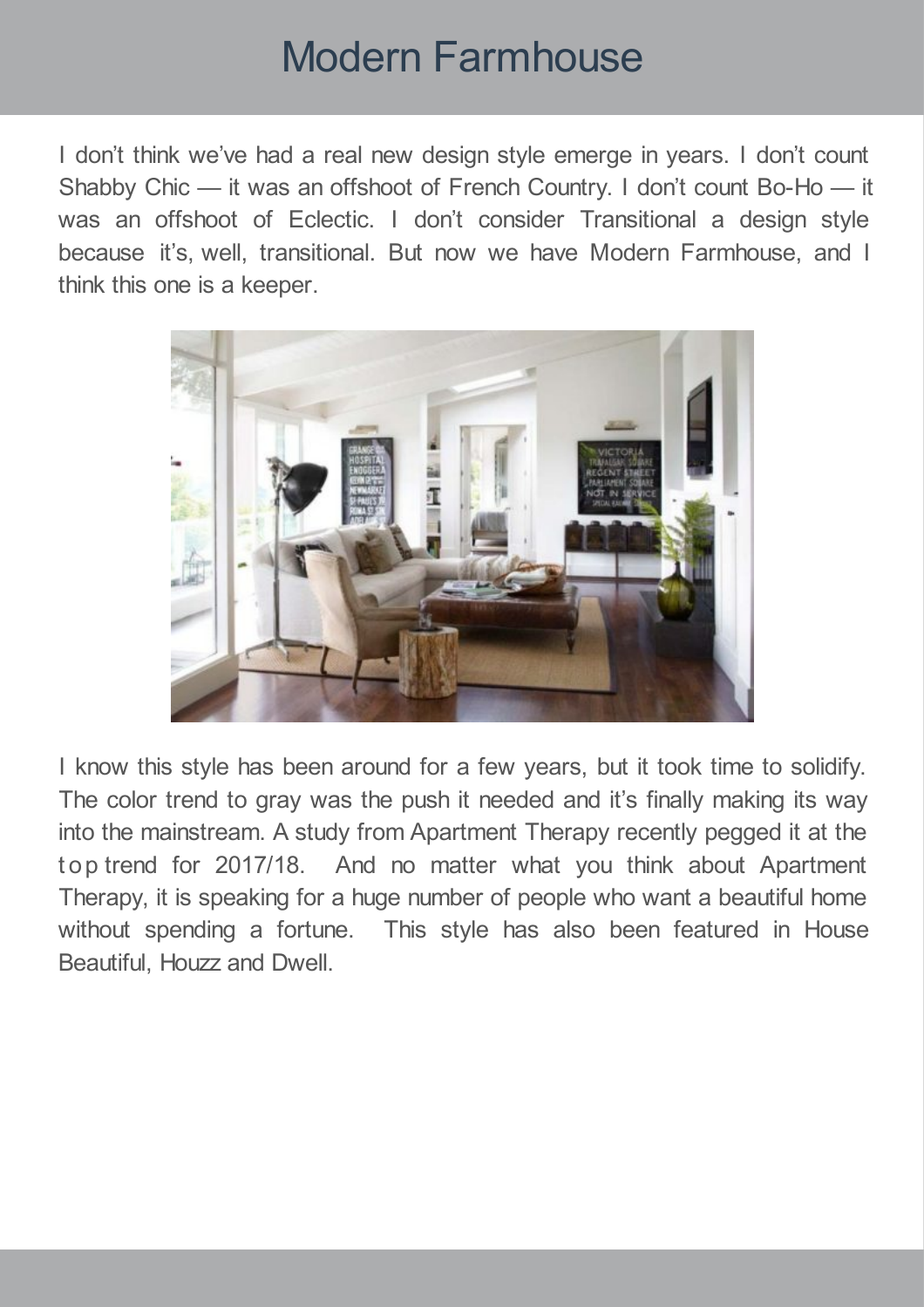# Modern Farmhouse

I don't think we've had a real new design style emerge in years. I don't count Shabby Chic — it was an offshoot of French Country. I don't count Bo-Ho — it was an offshoot of Eclectic. I don't consider Transitional a design style because it's, well, transitional. But now we have Modern Farmhouse, and I think this one is a keeper.

I know this style has been around for a few years, but it took time to solidify. The color trend to gray was the push it needed and it's finally making its way into the mainstream. A study from Apartment Therapy recently pegged it at the top trend for 2017/18. And no matter what you think about Apartment Therapy, it is speaking for a huge number of people who want a beautiful home without spending a fortune. This style has also been featured in House Beautiful, Houzz and Dwell.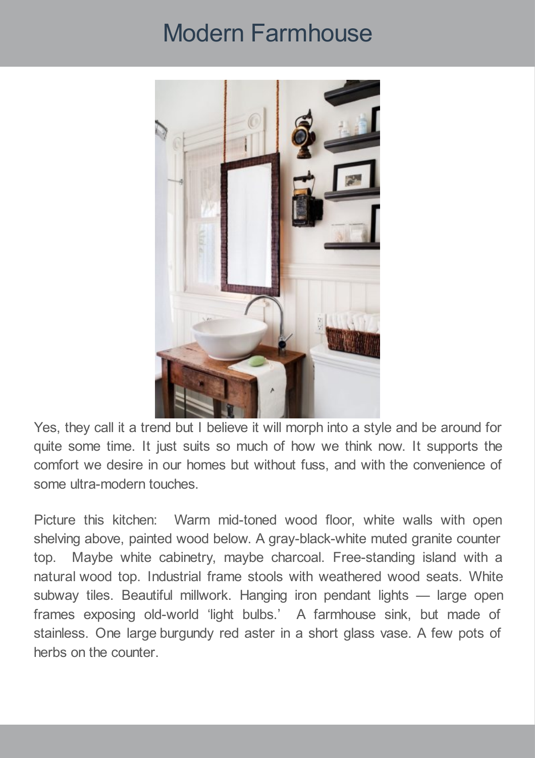# Modern Farmhouse

Yes, they call it a trend but I believe it will morph into a style and be around for quite some time. It just suits so much of how we think now. It supports the comfort we desire in our homes but without fuss, and with the convenience of some ultra-modern touches.

Picture this kitchen: Warm mid-toned wood floor, white walls with open shelving above, painted wood below. A gray-black-white muted granite counter top. Maybe white cabinetry, maybe charcoal. Free-standing island with a natural wood top. Industrial frame stools with weathered wood seats. White subway tiles. Beautiful millwork. Hanging iron pendant lights — large open frames exposing old-world 'light bulbs.' A farmhouse sink, but made of stainless. One large burgundy red aster in a short glass vase. A few pots of herbs on the counter.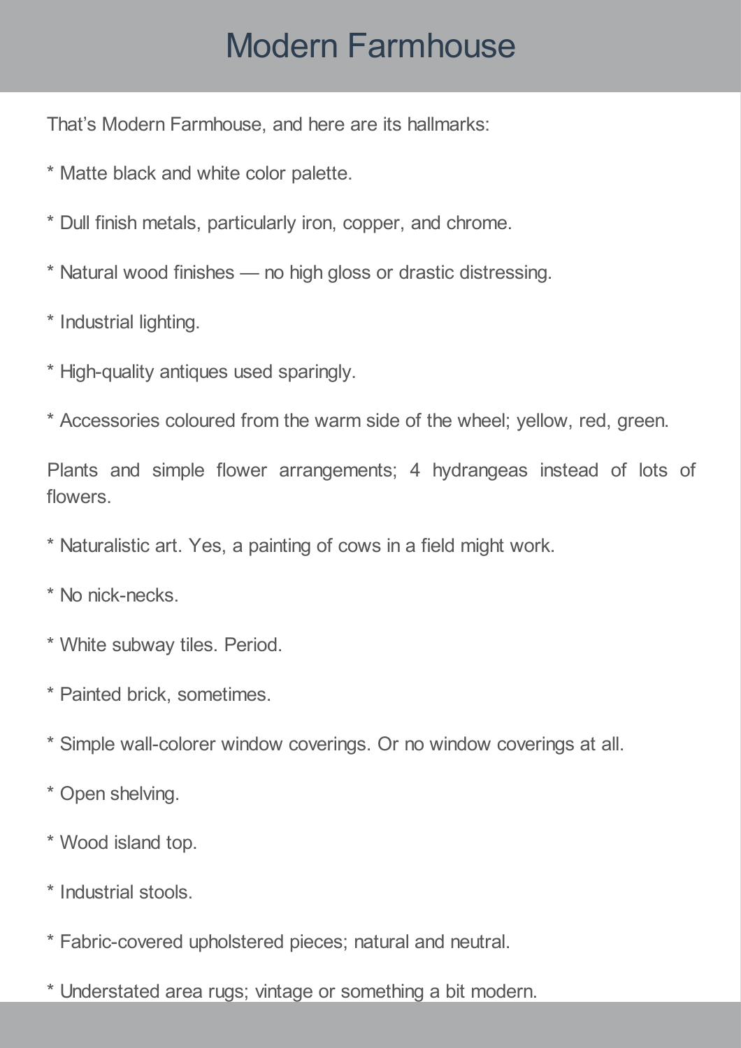# Modern Farmhouse

That's Modern Farmhouse, and here are its hallmarks:

* Matte black and white color palette.

* Dull finish metals, particularly iron, copper, and chrome.

* Natural wood finishes — no high gloss or drastic distressing.

* Industrial lighting.

* High-quality antiques used sparingly.

* Accessories coloured from the warm side of the wheel; yellow, red, green.

Plants and simple flower arrangements; 4 hydrangeas instead of lots of flowers.

* Naturalistic art. Yes, a painting of cows in a field might work.

* No nick-necks.

* White subway tiles. Period.

* Painted brick, sometimes.

* Simple wall-colorer window coverings. Or no window coverings at all.

* Open shelving.

* Wood island top.

* Industrial stools.

* Fabric-covered upholstered pieces; natural and neutral.

* Understated area rugs; vintage or something a bit modern.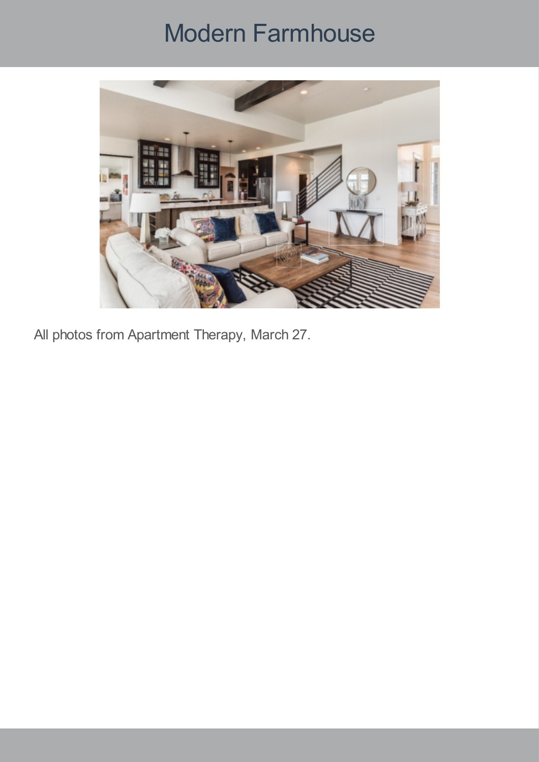# Modern Farmhouse

All photos from Apartment Therapy, March 27.